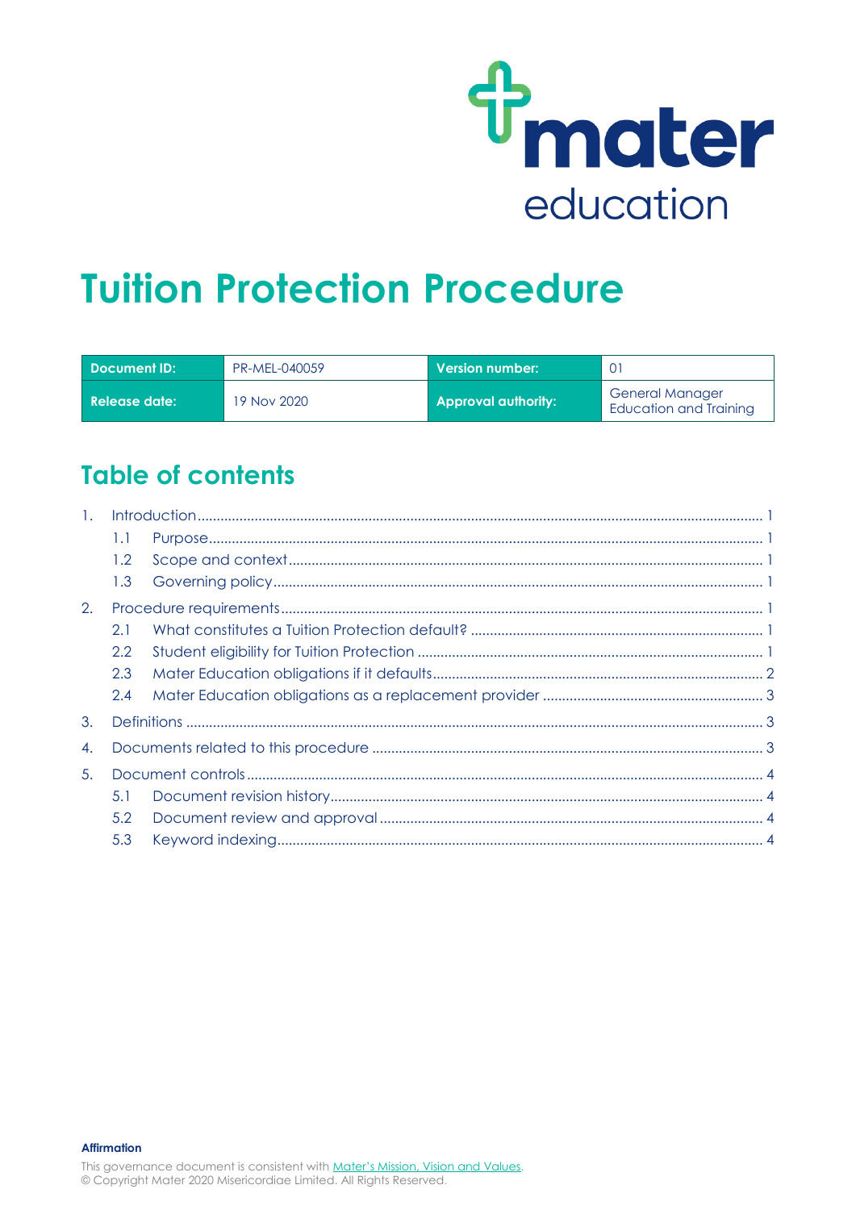mater education

# Tuition Protection Procedure

| | | | |
|---|---|---|---|
| **Document ID:** | PR-MEL-040059 | **Version number:** | 01 |
| **Release date:** | 19 Nov 2020 | **Approval authority:** | General Manager Education and Training |

## Table of contents

1. Introduction ..... 1
   - 1.1 Purpose ..... 1
   - 1.2 Scope and context ..... 1
   - 1.3 Governing policy ..... 1
2. Procedure requirements ..... 1
   - 2.1 What constitutes a Tuition Protection default? ..... 1
   - 2.2 Student eligibility for Tuition Protection ..... 1
   - 2.3 Mater Education obligations if it defaults ..... 2
   - 2.4 Mater Education obligations as a replacement provider ..... 3
3. Definitions ..... 3
4. Documents related to this procedure ..... 3
5. Document controls ..... 4
   - 5.1 Document revision history ..... 4
   - 5.2 Document review and approval ..... 4
   - 5.3 Keyword indexing ..... 4

**Affirmation**

This governance document is consistent with Mater's Mission, Vision and Values.
© Copyright Mater 2020 Misericordiae Limited. All Rights Reserved.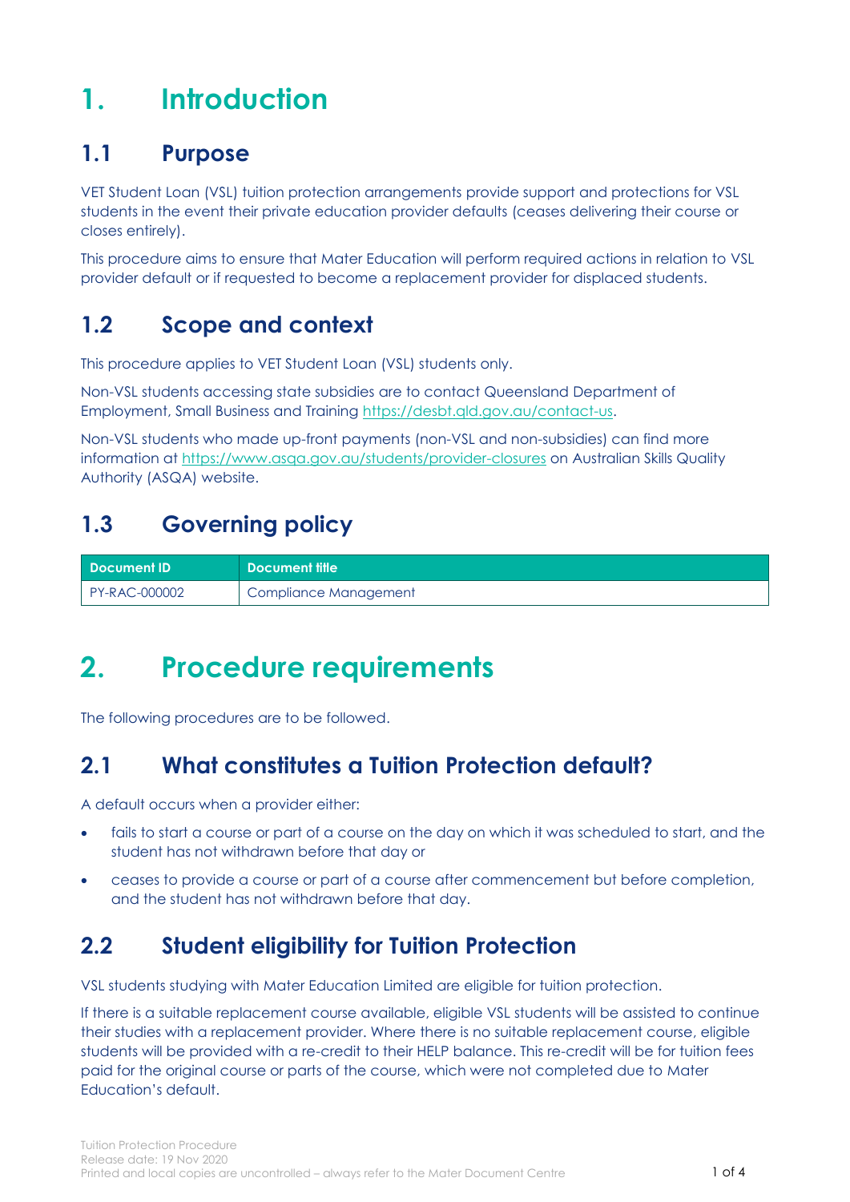# 1. Introduction

## 1.1 Purpose

VET Student Loan (VSL) tuition protection arrangements provide support and protections for VSL students in the event their private education provider defaults (ceases delivering their course or closes entirely).

This procedure aims to ensure that Mater Education will perform required actions in relation to VSL provider default or if requested to become a replacement provider for displaced students.

## 1.2 Scope and context

This procedure applies to VET Student Loan (VSL) students only.

Non-VSL students accessing state subsidies are to contact Queensland Department of Employment, Small Business and Training https://desbt.qld.gov.au/contact-us.

Non-VSL students who made up-front payments (non-VSL and non-subsidies) can find more information at https://www.asqa.gov.au/students/provider-closures on Australian Skills Quality Authority (ASQA) website.

## 1.3 Governing policy

| Document ID | Document title |
|---|---|
| PY-RAC-000002 | Compliance Management |

# 2. Procedure requirements

The following procedures are to be followed.

## 2.1 What constitutes a Tuition Protection default?

A default occurs when a provider either:

- fails to start a course or part of a course on the day on which it was scheduled to start, and the student has not withdrawn before that day or
- ceases to provide a course or part of a course after commencement but before completion, and the student has not withdrawn before that day.

## 2.2 Student eligibility for Tuition Protection

VSL students studying with Mater Education Limited are eligible for tuition protection.

If there is a suitable replacement course available, eligible VSL students will be assisted to continue their studies with a replacement provider. Where there is no suitable replacement course, eligible students will be provided with a re-credit to their HELP balance. This re-credit will be for tuition fees paid for the original course or parts of the course, which were not completed due to Mater Education's default.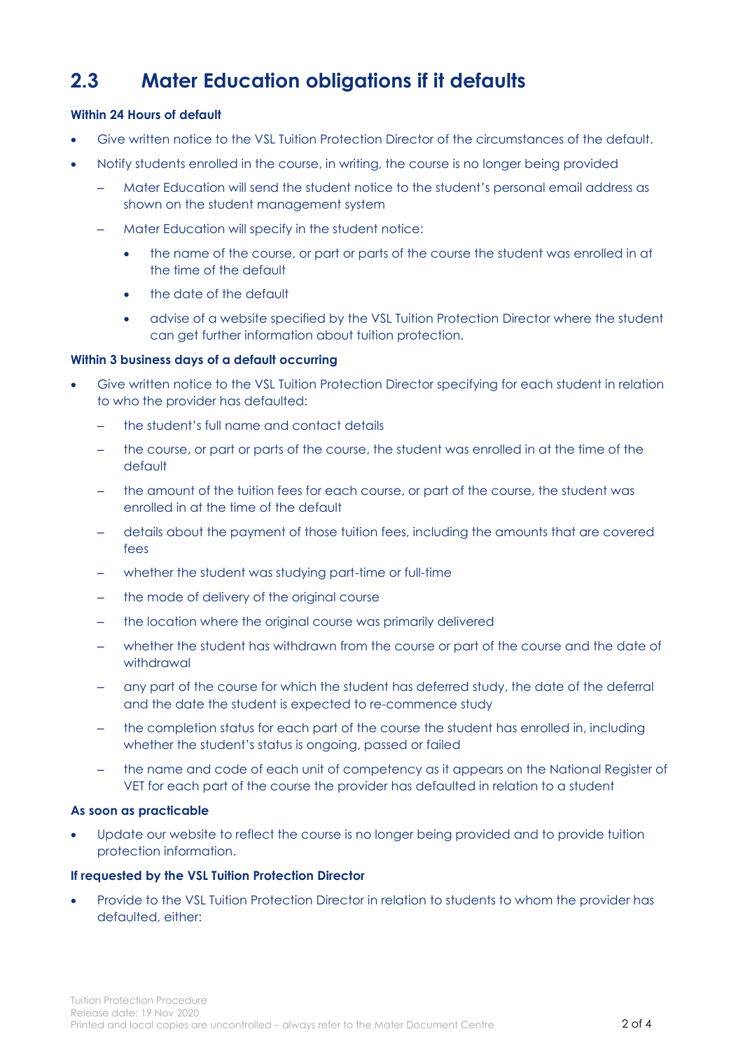## 2.3 Mater Education obligations if it defaults

**Within 24 Hours of default**

- Give written notice to the VSL Tuition Protection Director of the circumstances of the default.
- Notify students enrolled in the course, in writing, the course is no longer being provided
  - Mater Education will send the student notice to the student's personal email address as shown on the student management system
  - Mater Education will specify in the student notice:
    - the name of the course, or part or parts of the course the student was enrolled in at the time of the default
    - the date of the default
    - advise of a website specified by the VSL Tuition Protection Director where the student can get further information about tuition protection.

**Within 3 business days of a default occurring**

- Give written notice to the VSL Tuition Protection Director specifying for each student in relation to who the provider has defaulted:
  - the student's full name and contact details
  - the course, or part or parts of the course, the student was enrolled in at the time of the default
  - the amount of the tuition fees for each course, or part of the course, the student was enrolled in at the time of the default
  - details about the payment of those tuition fees, including the amounts that are covered fees
  - whether the student was studying part-time or full-time
  - the mode of delivery of the original course
  - the location where the original course was primarily delivered
  - whether the student has withdrawn from the course or part of the course and the date of withdrawal
  - any part of the course for which the student has deferred study, the date of the deferral and the date the student is expected to re-commence study
  - the completion status for each part of the course the student has enrolled in, including whether the student's status is ongoing, passed or failed
  - the name and code of each unit of competency as it appears on the National Register of VET for each part of the course the provider has defaulted in relation to a student

**As soon as practicable**

- Update our website to reflect the course is no longer being provided and to provide tuition protection information.

**If requested by the VSL Tuition Protection Director**

- Provide to the VSL Tuition Protection Director in relation to students to whom the provider has defaulted, either: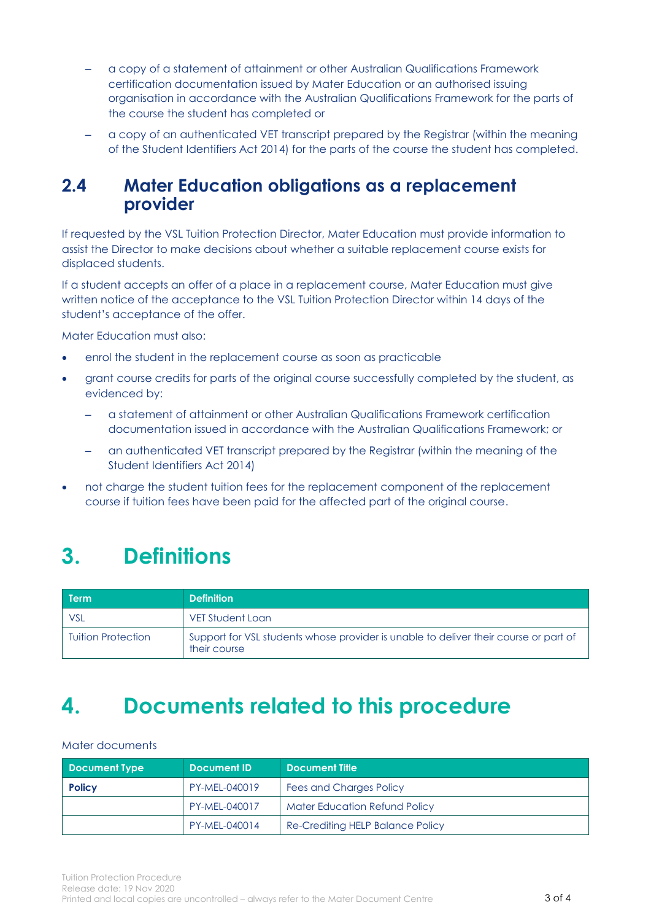- a copy of a statement of attainment or other Australian Qualifications Framework certification documentation issued by Mater Education or an authorised issuing organisation in accordance with the Australian Qualifications Framework for the parts of the course the student has completed or
  - a copy of an authenticated VET transcript prepared by the Registrar (within the meaning of the Student Identifiers Act 2014) for the parts of the course the student has completed.

## 2.4 Mater Education obligations as a replacement provider

If requested by the VSL Tuition Protection Director, Mater Education must provide information to assist the Director to make decisions about whether a suitable replacement course exists for displaced students.

If a student accepts an offer of a place in a replacement course, Mater Education must give written notice of the acceptance to the VSL Tuition Protection Director within 14 days of the student's acceptance of the offer.

Mater Education must also:

- enrol the student in the replacement course as soon as practicable
- grant course credits for parts of the original course successfully completed by the student, as evidenced by:
  - a statement of attainment or other Australian Qualifications Framework certification documentation issued in accordance with the Australian Qualifications Framework; or
  - an authenticated VET transcript prepared by the Registrar (within the meaning of the Student Identifiers Act 2014)
- not charge the student tuition fees for the replacement component of the replacement course if tuition fees have been paid for the affected part of the original course.

# 3. Definitions

| Term | Definition |
|---|---|
| VSL | VET Student Loan |
| Tuition Protection | Support for VSL students whose provider is unable to deliver their course or part of their course |

# 4. Documents related to this procedure

Mater documents

| Document Type | Document ID | Document Title |
|---|---|---|
| **Policy** | PY-MEL-040019 | Fees and Charges Policy |
| | PY-MEL-040017 | Mater Education Refund Policy |
| | PY-MEL-040014 | Re-Crediting HELP Balance Policy |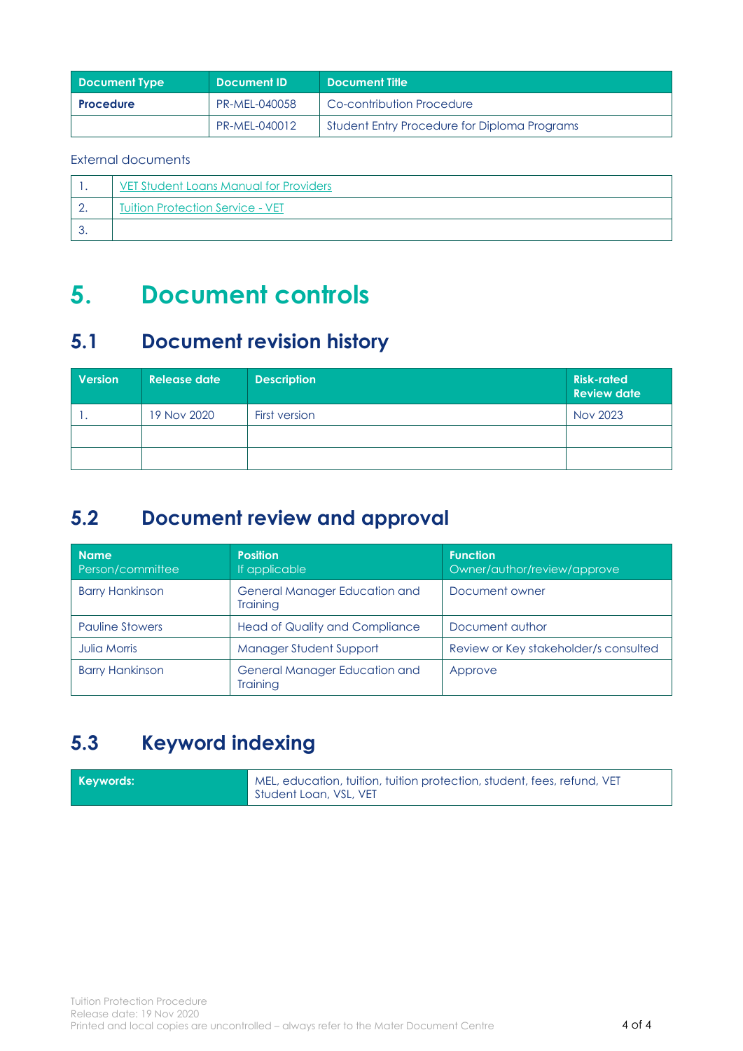| Document Type | Document ID | Document Title |
|---|---|---|
| **Procedure** | PR-MEL-040058 | Co-contribution Procedure |
| | PR-MEL-040012 | Student Entry Procedure for Diploma Programs |

External documents

| | |
|---|---|
| 1. | VET Student Loans Manual for Providers |
| 2. | Tuition Protection Service - VET |
| 3. | |

# 5. Document controls

## 5.1 Document revision history

| Version | Release date | Description | Risk-rated Review date |
|---|---|---|---|
| 1. | 19 Nov 2020 | First version | Nov 2023 |
| | | | |
| | | | |

## 5.2 Document review and approval

| Name Person/committee | Position If applicable | Function Owner/author/review/approve |
|---|---|---|
| Barry Hankinson | General Manager Education and Training | Document owner |
| Pauline Stowers | Head of Quality and Compliance | Document author |
| Julia Morris | Manager Student Support | Review or Key stakeholder/s consulted |
| Barry Hankinson | General Manager Education and Training | Approve |

## 5.3 Keyword indexing

| | |
|---|---|
| **Keywords:** | MEL, education, tuition, tuition protection, student, fees, refund, VET Student Loan, VSL, VET |